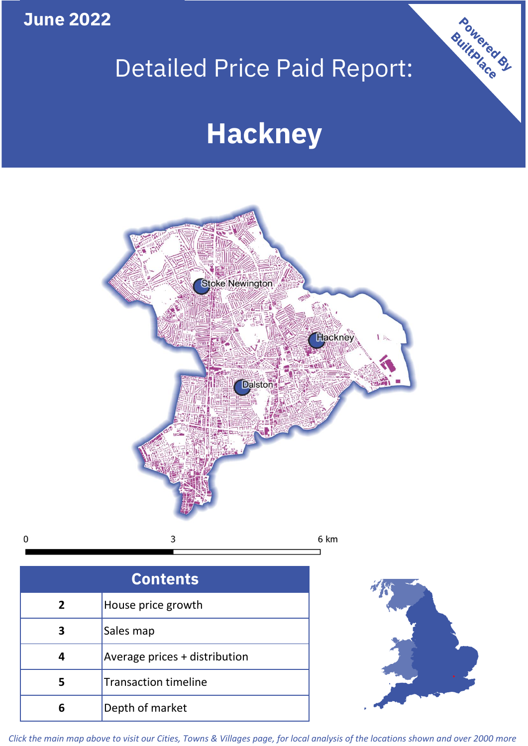June 2022

Powered By BuiltPlace

# Detailed Price Paid Report:

# Hackney

Stoke Newington

Hackney

Dalston

0 3 6 km

| Contents | |
|---|---|
| 2 | House price growth |
| 3 | Sales map |
| 4 | Average prices + distribution |
| 5 | Transaction timeline |
| 6 | Depth of market |

*Click the main map above to visit our Cities, Towns & Villages page, for local analysis of the locations shown and over 2000 more*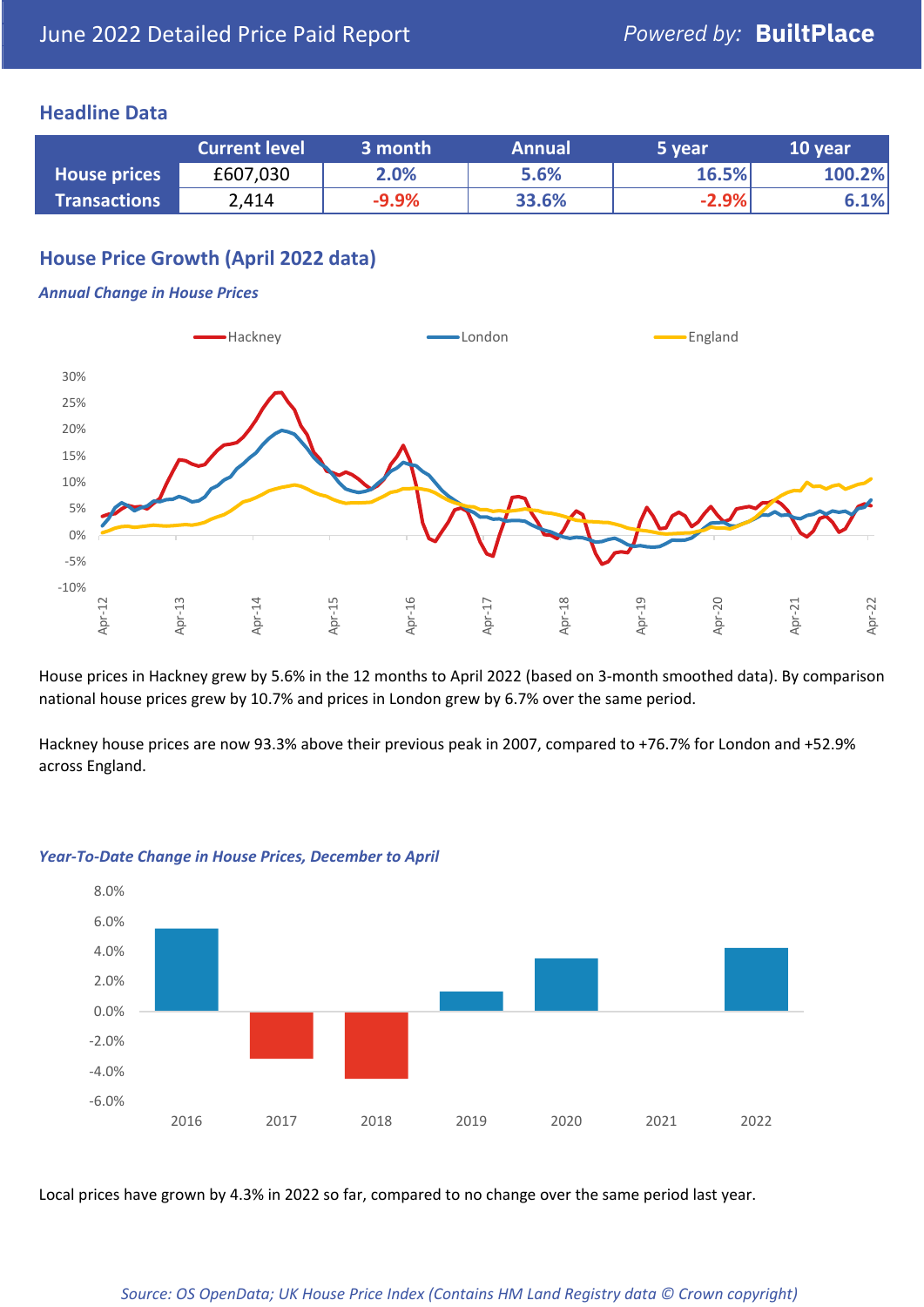June 2022 Detailed Price Paid Report

Powered by: **BuiltPlace**

## Headline Data

| | Current level | 3 month | Annual | 5 year | 10 year |
|---|---|---|---|---|---|
| **House prices** | £607,030 | 2.0% | 5.6% | 16.5% | 100.2% |
| **Transactions** | 2,414 | -9.9% | 33.6% | -2.9% | 6.1% |

## House Price Growth (April 2022 data)

*Annual Change in House Prices*

House prices in Hackney grew by 5.6% in the 12 months to April 2022 (based on 3-month smoothed data). By comparison national house prices grew by 10.7% and prices in London grew by 6.7% over the same period.

Hackney house prices are now 93.3% above their previous peak in 2007, compared to +76.7% for London and +52.9% across England.

*Year-To-Date Change in House Prices, December to April*

Local prices have grown by 4.3% in 2022 so far, compared to no change over the same period last year.

*Source: OS OpenData; UK House Price Index (Contains HM Land Registry data © Crown copyright)*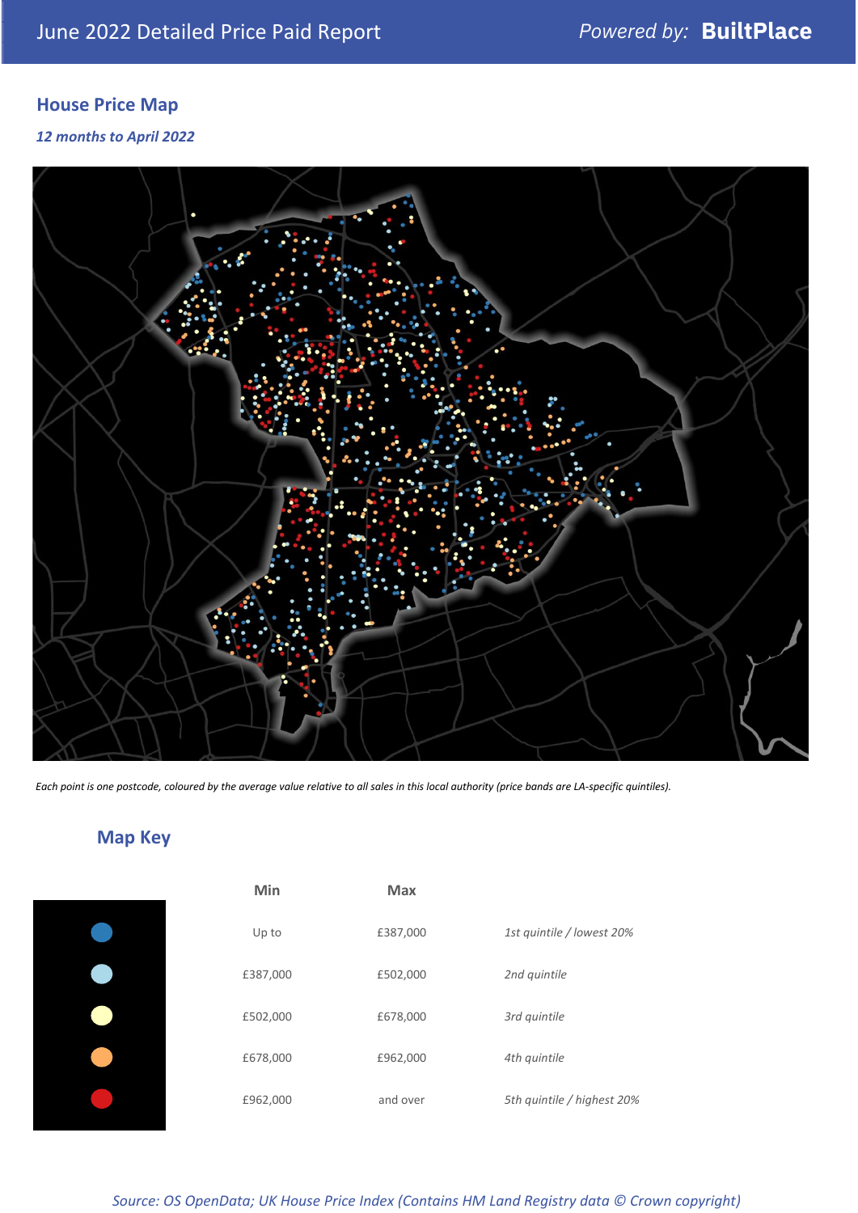# June 2022 Detailed Price Paid Report

Powered by: **BuiltPlace**

## House Price Map

*12 months to April 2022*

*Each point is one postcode, coloured by the average value relative to all sales in this local authority (price bands are LA-specific quintiles).*

## Map Key

| | Min | Max | |
|---|---|---|---|
| (dark blue) | Up to | £387,000 | *1st quintile / lowest 20%* |
| (light blue) | £387,000 | £502,000 | *2nd quintile* |
| (pale yellow) | £502,000 | £678,000 | *3rd quintile* |
| (orange) | £678,000 | £962,000 | *4th quintile* |
| (red) | £962,000 | and over | *5th quintile / highest 20%* |

*Source: OS OpenData; UK House Price Index (Contains HM Land Registry data © Crown copyright)*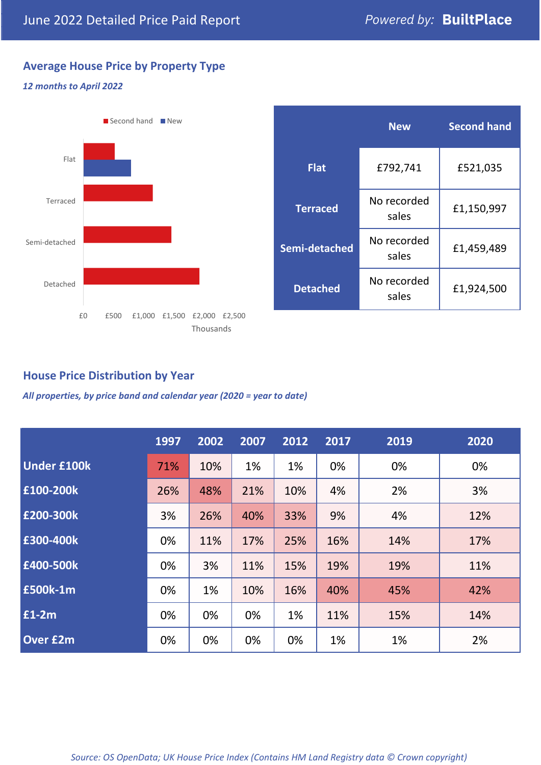# June 2022 Detailed Price Paid Report

*Powered by:* **BuiltPlace**

## Average House Price by Property Type

***12 months to April 2022***

Second hand  New

Flat

Terraced

Semi-detached

Detached

£0 £500 £1,000 £1,500 £2,000 £2,500

Thousands

| | New | Second hand |
|---|---|---|
| **Flat** | £792,741 | £521,035 |
| **Terraced** | No recorded sales | £1,150,997 |
| **Semi-detached** | No recorded sales | £1,459,489 |
| **Detached** | No recorded sales | £1,924,500 |

## House Price Distribution by Year

***All properties, by price band and calendar year (2020 = year to date)***

| | 1997 | 2002 | 2007 | 2012 | 2017 | 2019 | 2020 |
|---|---|---|---|---|---|---|---|
| **Under £100k** | 71% | 10% | 1% | 1% | 0% | 0% | 0% |
| **£100-200k** | 26% | 48% | 21% | 10% | 4% | 2% | 3% |
| **£200-300k** | 3% | 26% | 40% | 33% | 9% | 4% | 12% |
| **£300-400k** | 0% | 11% | 17% | 25% | 16% | 14% | 17% |
| **£400-500k** | 0% | 3% | 11% | 15% | 19% | 19% | 11% |
| **£500k-1m** | 0% | 1% | 10% | 16% | 40% | 45% | 42% |
| **£1-2m** | 0% | 0% | 0% | 1% | 11% | 15% | 14% |
| **Over £2m** | 0% | 0% | 0% | 0% | 1% | 1% | 2% |

*Source: OS OpenData; UK House Price Index (Contains HM Land Registry data © Crown copyright)*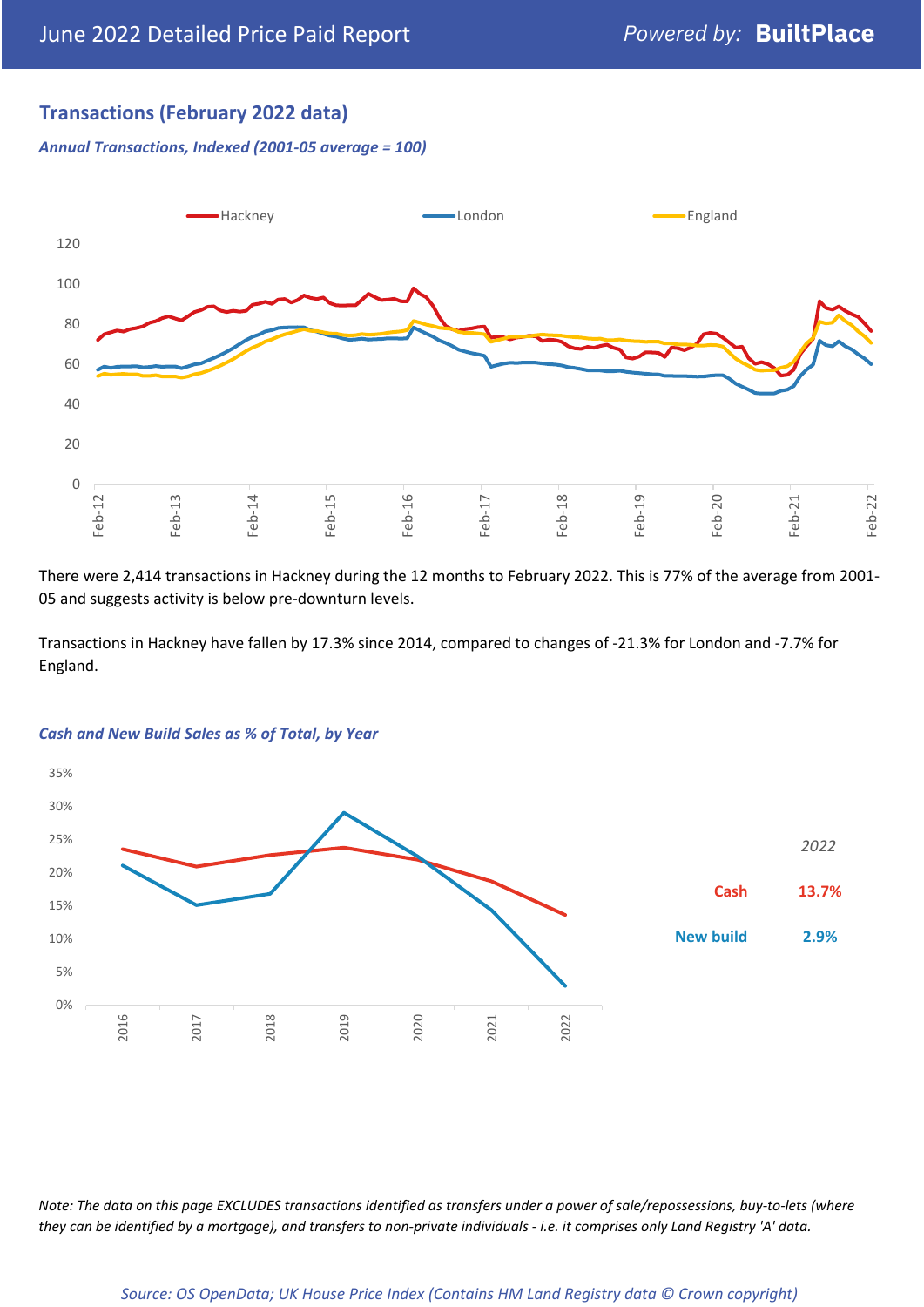## Transactions (February 2022 data)

*Annual Transactions, Indexed (2001-05 average = 100)*

There were 2,414 transactions in Hackney during the 12 months to February 2022. This is 77% of the average from 2001-05 and suggests activity is below pre-downturn levels.

Transactions in Hackney have fallen by 17.3% since 2014, compared to changes of -21.3% for London and -7.7% for England.

*Cash and New Build Sales as % of Total, by Year*

| 2022 | |
|---|---|
| Cash | 13.7% |
| New build | 2.9% |

*Note: The data on this page EXCLUDES transactions identified as transfers under a power of sale/repossessions, buy-to-lets (where they can be identified by a mortgage), and transfers to non-private individuals - i.e. it comprises only Land Registry 'A' data.*

*Source: OS OpenData; UK House Price Index (Contains HM Land Registry data © Crown copyright)*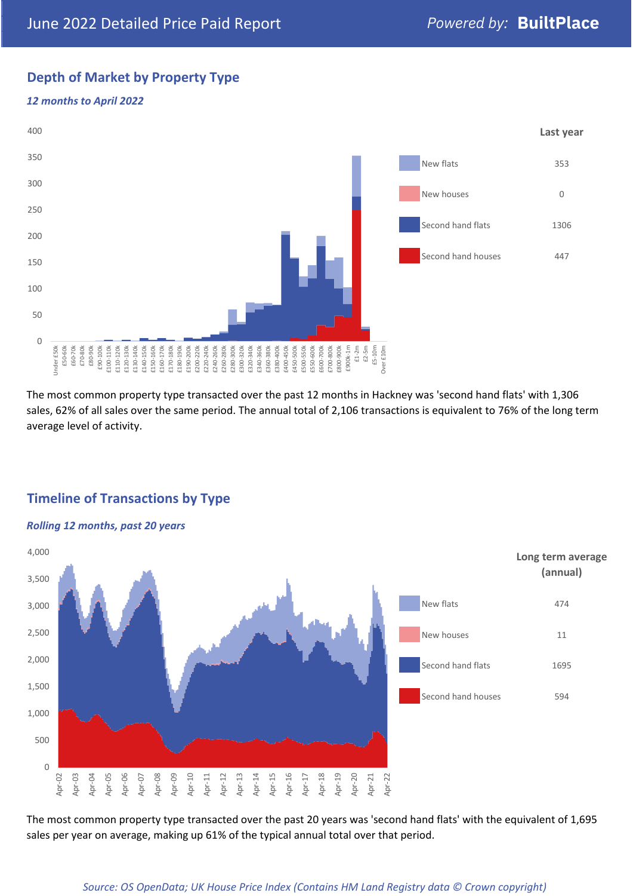June 2022 Detailed Price Paid Report

*Powered by:* **BuiltPlace**

## Depth of Market by Property Type

***12 months to April 2022***

400
350
300
250
200
150
100
50
0

Under £50k, £50-60k, £60-70k, £70-80k, £80-90k, £90-100k, £100-110k, £110-120k, £120-130k, £130-140k, £140-150k, £150-160k, £160-170k, £170-180k, £180-190k, £190-200k, £200-220k, £220-240k, £240-260k, £260-280k, £280-300k, £300-320k, £320-340k, £340-360k, £360-380k, £380-400k, £400-450k, £450-500k, £500-550k, £550-600k, £600-700k, £700-800k, £800-900k, £900k-1m, £1-2m, £2-5m, £5-10m, Over £10m

Last year

New flats 353

New houses 0

Second hand flats 1306

Second hand houses 447

The most common property type transacted over the past 12 months in Hackney was 'second hand flats' with 1,306 sales, 62% of all sales over the same period. The annual total of 2,106 transactions is equivalent to 76% of the long term average level of activity.

## Timeline of Transactions by Type

***Rolling 12 months, past 20 years***

4,000
3,500
3,000
2,500
2,000
1,500
1,000
500
0

Apr-02, Apr-03, Apr-04, Apr-05, Apr-06, Apr-07, Apr-08, Apr-09, Apr-10, Apr-11, Apr-12, Apr-13, Apr-14, Apr-15, Apr-16, Apr-17, Apr-18, Apr-19, Apr-20, Apr-21, Apr-22

Long term average (annual)

New flats 474

New houses 11

Second hand flats 1695

Second hand houses 594

The most common property type transacted over the past 20 years was 'second hand flats' with the equivalent of 1,695 sales per year on average, making up 61% of the typical annual total over that period.

*Source: OS OpenData; UK House Price Index (Contains HM Land Registry data © Crown copyright)*